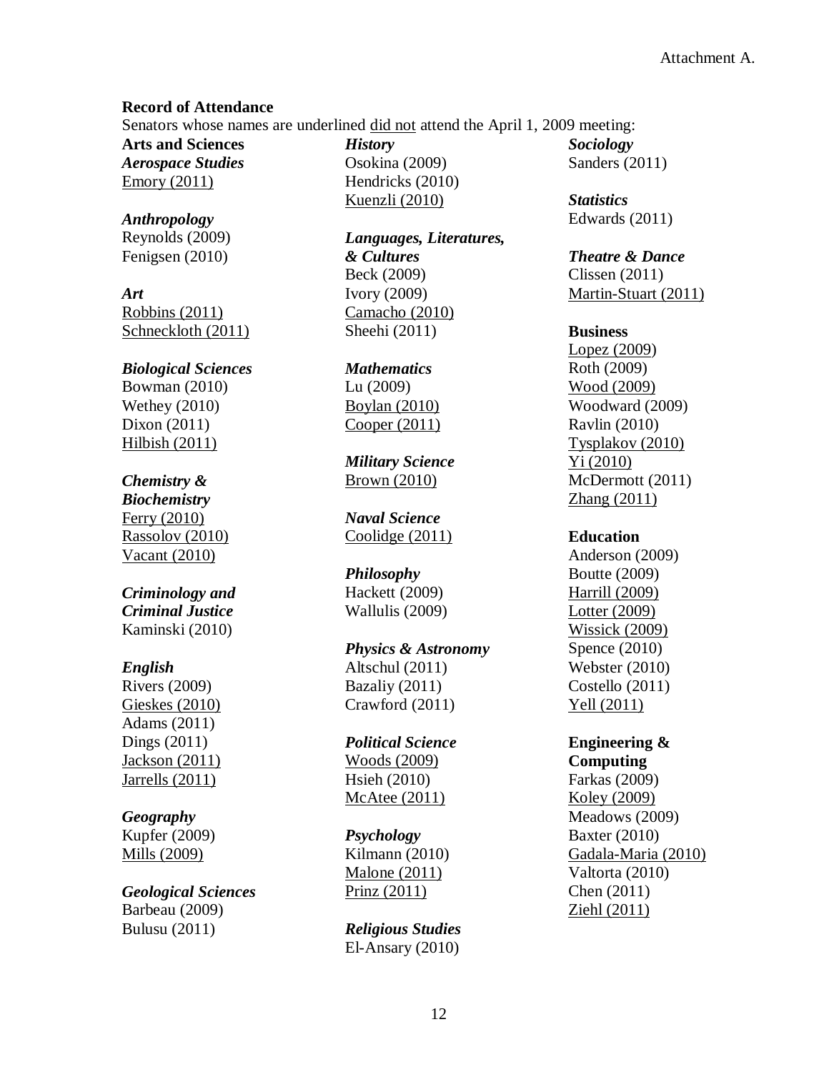Attachment A.

**Record of Attendance**

Senators whose names are underlined <u>did not</u> attend the April 1, 2009 meeting:

**Arts and Sciences**

***Aerospace Studies***
<u>Emory (2011)</u>

***Anthropology***
Reynolds (2009)
Fenigsen (2010)

***Art***
<u>Robbins (2011)</u>
<u>Schneckloth (2011)</u>

***Biological Sciences***
Bowman (2010)
Wethey (2010)
Dixon (2011)
<u>Hilbish (2011)</u>

***Chemistry & Biochemistry***
<u>Ferry (2010)</u>
<u>Rassolov (2010)</u>
<u>Vacant (2010)</u>

***Criminology and Criminal Justice***
Kaminski (2010)

***English***
Rivers (2009)
<u>Gieskes (2010)</u>
Adams (2011)
Dings (2011)
<u>Jackson (2011)</u>
<u>Jarrells (2011)</u>

***Geography***
Kupfer (2009)
<u>Mills (2009)</u>

***Geological Sciences***
Barbeau (2009)
Bulusu (2011)

***History***
Osokina (2009)
Hendricks (2010)
<u>Kuenzli (2010)</u>

***Languages, Literatures, & Cultures***
Beck (2009)
Ivory (2009)
<u>Camacho (2010)</u>
Sheehi (2011)

***Mathematics***
Lu (2009)
<u>Boylan (2010)</u>
<u>Cooper (2011)</u>

***Military Science***
<u>Brown (2010)</u>

***Naval Science***
<u>Coolidge (2011)</u>

***Philosophy***
Hackett (2009)
Wallulis (2009)

***Physics & Astronomy***
Altschul (2011)
Bazaliy (2011)
Crawford (2011)

***Political Science***
<u>Woods (2009)</u>
Hsieh (2010)
<u>McAtee (2011)</u>

***Psychology***
Kilmann (2010)
<u>Malone (2011)</u>
<u>Prinz (2011)</u>

***Religious Studies***
El-Ansary (2010)

***Sociology***
Sanders (2011)

***Statistics***
Edwards (2011)

***Theatre & Dance***
Clissen (2011)
<u>Martin-Stuart (2011)</u>

**Business**
<u>Lopez (2009</u>)
Roth (2009)
<u>Wood (2009)</u>
Woodward (2009)
Ravlin (2010)
<u>Tysplakov (2010)</u>
<u>Yi (2010)</u>
McDermott (2011)
<u>Zhang (2011)</u>

**Education**
Anderson (2009)
Boutte (2009)
<u>Harrill (2009)</u>
<u>Lotter (2009)</u>
<u>Wissick (2009)</u>
Spence (2010)
Webster (2010)
Costello (2011)
<u>Yell (2011)</u>

**Engineering & Computing**
Farkas (2009)
<u>Koley (2009)</u>
Meadows (2009)
Baxter (2010)
<u>Gadala-Maria (2010)</u>
Valtorta (2010)
Chen (2011)
<u>Ziehl (2011)</u>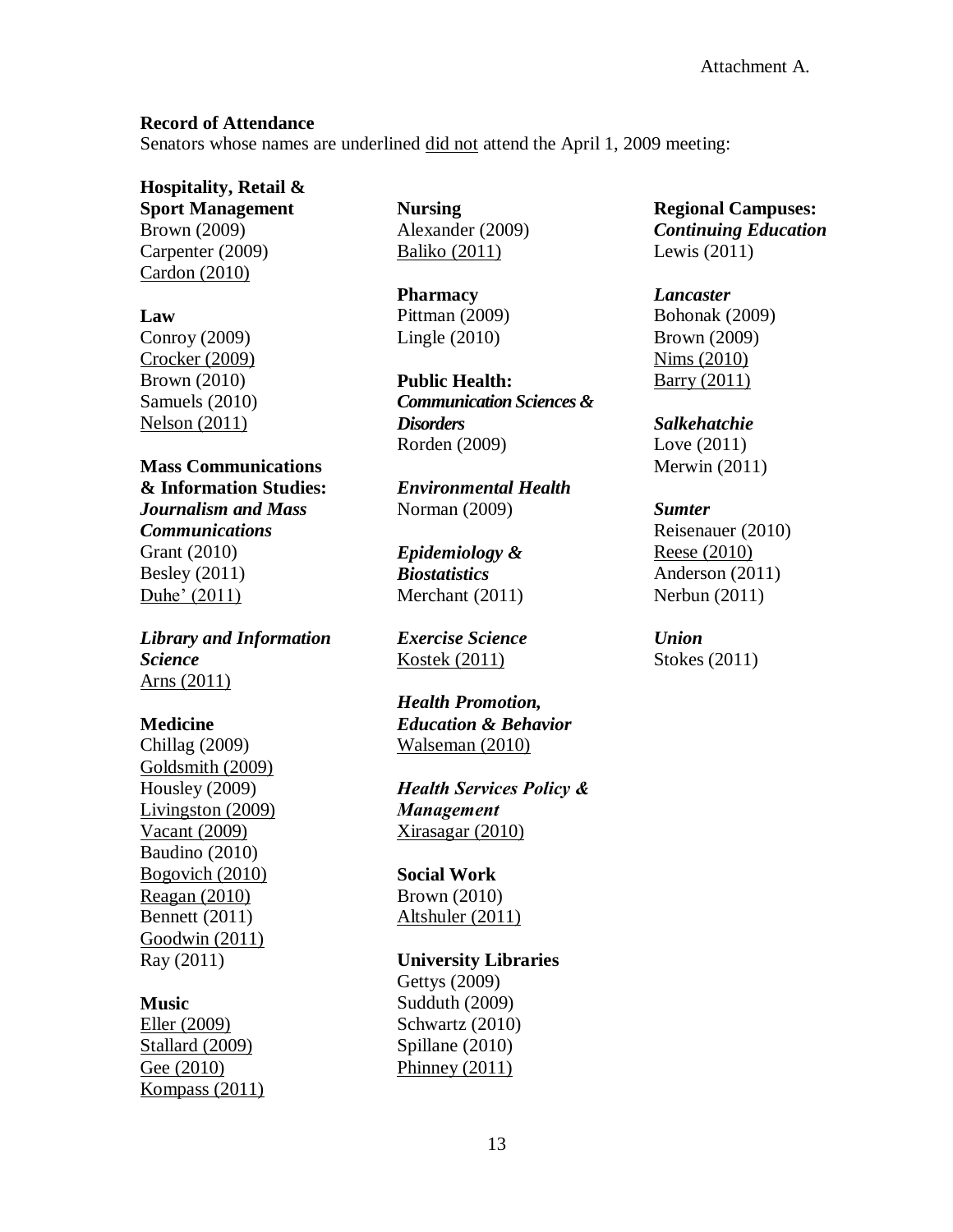Attachment A.

**Record of Attendance**

Senators whose names are underlined <u>did not</u> attend the April 1, 2009 meeting:

**Hospitality, Retail & Sport Management**

Brown (2009)
Carpenter (2009)
<u>Cardon (2010)</u>

**Law**

Conroy (2009)
<u>Crocker (2009)</u>
Brown (2010)
Samuels (2010)
<u>Nelson (2011)</u>

**Mass Communications & Information Studies:**

***Journalism and Mass Communications***

Grant (2010)
Besley (2011)
<u>Duhe' (2011)</u>

***Library and Information Science***

<u>Arns (2011)</u>

**Medicine**

Chillag (2009)
<u>Goldsmith (2009)</u>
Housley (2009)
<u>Livingston (2009)</u>
<u>Vacant (2009)</u>
Baudino (2010)
<u>Bogovich (2010)</u>
<u>Reagan (2010)</u>
Bennett (2011)
<u>Goodwin (2011)</u>
Ray (2011)

**Music**

<u>Eller (2009)</u>
<u>Stallard (2009)</u>
<u>Gee (2010)</u>
<u>Kompass (2011)</u>

**Nursing**

Alexander (2009)
<u>Baliko (2011)</u>

**Pharmacy**

Pittman (2009)
Lingle (2010)

**Public Health:**

***Communication Sciences & Disorders***

Rorden (2009)

***Environmental Health***

Norman (2009)

***Epidemiology & Biostatistics***

Merchant (2011)

***Exercise Science***

<u>Kostek (2011)</u>

***Health Promotion, Education & Behavior***

<u>Walseman (2010)</u>

***Health Services Policy & Management***

<u>Xirasagar (2010)</u>

**Social Work**

Brown (2010)
<u>Altshuler (2011)</u>

**University Libraries**

Gettys (2009)
Sudduth (2009)
Schwartz (2010)
Spillane (2010)
<u>Phinney (2011)</u>

**Regional Campuses:**

***Continuing Education***

Lewis (2011)

***Lancaster***

Bohonak (2009)
Brown (2009)
<u>Nims (2010)</u>
<u>Barry (2011)</u>

***Salkehatchie***

Love (2011)
Merwin (2011)

***Sumter***

Reisenauer (2010)
<u>Reese (2010)</u>
Anderson (2011)
Nerbun (2011)

***Union***

Stokes (2011)